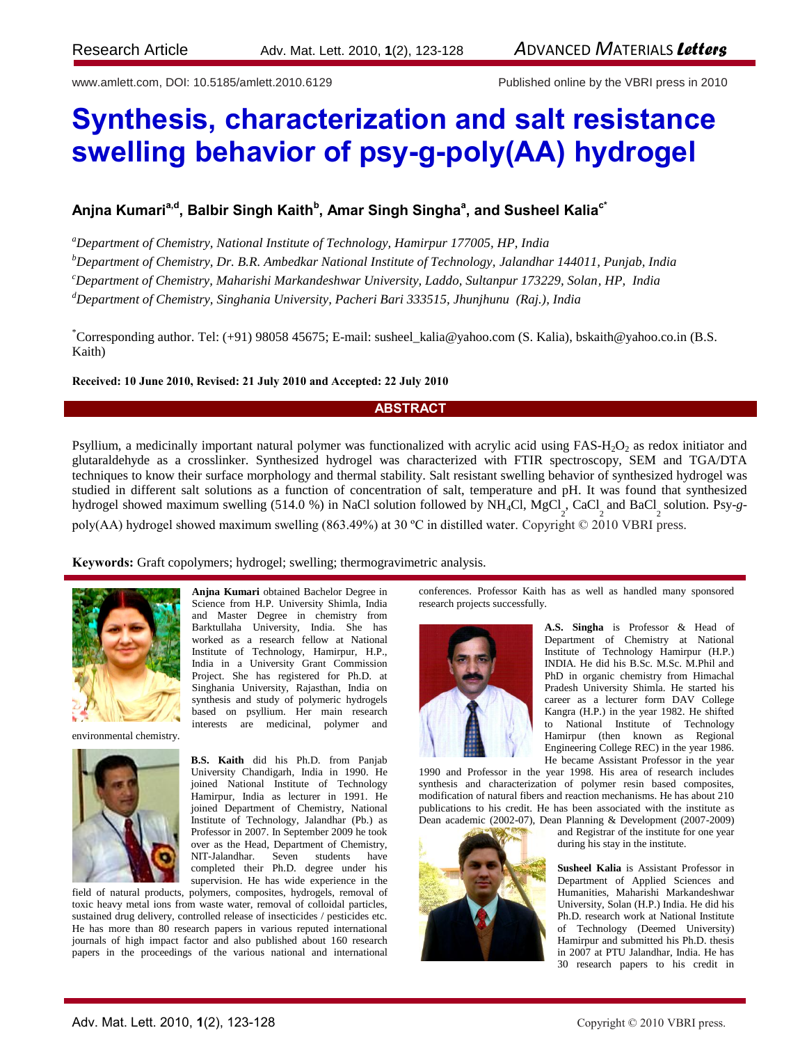Research Article

www.amlett.com, DOI: 10.5185/amlett.2010.6129

Published online by the VBRI press in 2010

# Synthesis, characterization and salt resistance swelling behavior of psy-g-poly(AA) hydrogel

**Anjna Kumari[a,d], Balbir Singh Kaith[b], Amar Singh Singha[a], and Susheel Kalia[c*]**

[a]*Department of Chemistry, National Institute of Technology, Hamirpur 177005, HP, India*

[b]*Department of Chemistry, Dr. B.R. Ambedkar National Institute of Technology, Jalandhar 144011, Punjab, India*

[c]*Department of Chemistry, Maharishi Markandeshwar University, Laddo, Sultanpur 173229, Solan, HP, India*

[d]*Department of Chemistry, Singhania University, Pacheri Bari 333515, Jhunjhunu (Raj.), India*

[*]Corresponding author. Tel: (+91) 98058 45675; E-mail: susheel_kalia@yahoo.com (S. Kalia), bskaith@yahoo.co.in (B.S. Kaith)

**Received: 10 June 2010, Revised: 21 July 2010 and Accepted: 22 July 2010**

## ABSTRACT

Psyllium, a medicinally important natural polymer was functionalized with acrylic acid using FAS-$H_2O_2$ as redox initiator and glutaraldehyde as a crosslinker. Synthesized hydrogel was characterized with FTIR spectroscopy, SEM and TGA/DTA techniques to know their surface morphology and thermal stability. Salt resistant swelling behavior of synthesized hydrogel was studied in different salt solutions as a function of concentration of salt, temperature and pH. It was found that synthesized hydrogel showed maximum swelling (514.0 %) in NaCl solution followed by $NH_4Cl$, $MgCl_2$, $CaCl_2$ and $BaCl_2$ solution. Psy-*g*-poly(AA) hydrogel showed maximum swelling (863.49%) at 30 ºC in distilled water. Copyright © 2010 VBRI press.

**Keywords:** Graft copolymers; hydrogel; swelling; thermogravimetric analysis.

**Anjna Kumari** obtained Bachelor Degree in Science from H.P. University Shimla, India and Master Degree in chemistry from Barktullaha University, India. She has worked as a research fellow at National Institute of Technology, Hamirpur, H.P., India in a University Grant Commission Project. She has registered for Ph.D. at Singhania University, Rajasthan, India on synthesis and study of polymeric hydrogels based on psyllium. Her main research interests are medicinal, polymer and environmental chemistry.

**B.S. Kaith** did his Ph.D. from Panjab University Chandigarh, India in 1990. He joined National Institute of Technology Hamirpur, India as lecturer in 1991. He joined Department of Chemistry, National Institute of Technology, Jalandhar (Pb.) as Professor in 2007. In September 2009 he took over as the Head, Department of Chemistry, NIT-Jalandhar. Seven students have completed their Ph.D. degree under his supervision. He has wide experience in the field of natural products, polymers, composites, hydrogels, removal of toxic heavy metal ions from waste water, removal of colloidal particles, sustained drug delivery, controlled release of insecticides / pesticides etc. He has more than 80 research papers in various reputed international journals of high impact factor and also published about 160 research papers in the proceedings of the various national and international conferences. Professor Kaith has as well as handled many sponsored research projects successfully.

**A.S. Singha** is Professor & Head of Department of Chemistry at National Institute of Technology Hamirpur (H.P.) INDIA. He did his B.Sc. M.Sc. M.Phil and PhD in organic chemistry from Himachal Pradesh University Shimla. He started his career as a lecturer form DAV College Kangra (H.P.) in the year 1982. He shifted to National Institute of Technology Hamirpur (then known as Regional Engineering College REC) in the year 1986. He became Assistant Professor in the year 1990 and Professor in the year 1998. His area of research includes synthesis and characterization of polymer resin based composites, modification of natural fibers and reaction mechanisms. He has about 210 publications to his credit. He has been associated with the institute as Dean academic (2002-07), Dean Planning & Development (2007-2009) and Registrar of the institute for one year during his stay in the institute.

**Susheel Kalia** is Assistant Professor in Department of Applied Sciences and Humanities, Maharishi Markandeshwar University, Solan (H.P.) India. He did his Ph.D. research work at National Institute of Technology (Deemed University) Hamirpur and submitted his Ph.D. thesis in 2007 at PTU Jalandhar, India. He has 30 research papers to his credit in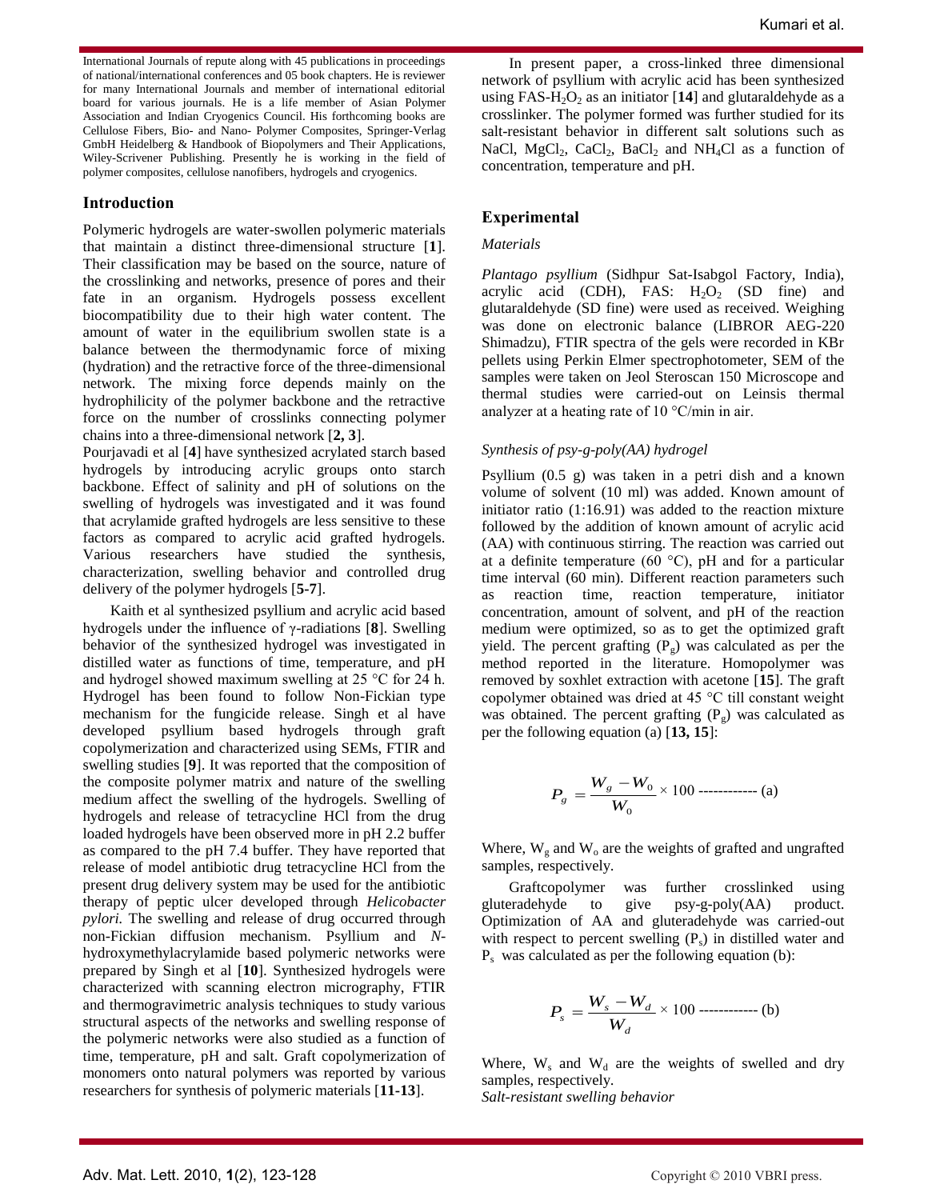International Journals of repute along with 45 publications in proceedings of national/international conferences and 05 book chapters. He is reviewer for many International Journals and member of international editorial board for various journals. He is a life member of Asian Polymer Association and Indian Cryogenics Council. His forthcoming books are Cellulose Fibers, Bio- and Nano- Polymer Composites, Springer-Verlag GmbH Heidelberg & Handbook of Biopolymers and Their Applications, Wiley-Scrivener Publishing. Presently he is working in the field of polymer composites, cellulose nanofibers, hydrogels and cryogenics.

## Introduction

Polymeric hydrogels are water-swollen polymeric materials that maintain a distinct three-dimensional structure [**1**]. Their classification may be based on the source, nature of the crosslinking and networks, presence of pores and their fate in an organism. Hydrogels possess excellent biocompatibility due to their high water content. The amount of water in the equilibrium swollen state is a balance between the thermodynamic force of mixing (hydration) and the retractive force of the three-dimensional network. The mixing force depends mainly on the hydrophilicity of the polymer backbone and the retractive force on the number of crosslinks connecting polymer chains into a three-dimensional network [**2, 3**].

Pourjavadi et al [**4**] have synthesized acrylated starch based hydrogels by introducing acrylic groups onto starch backbone. Effect of salinity and pH of solutions on the swelling of hydrogels was investigated and it was found that acrylamide grafted hydrogels are less sensitive to these factors as compared to acrylic acid grafted hydrogels. Various researchers have studied the synthesis, characterization, swelling behavior and controlled drug delivery of the polymer hydrogels [**5-7**].

Kaith et al synthesized psyllium and acrylic acid based hydrogels under the influence of γ-radiations [**8**]. Swelling behavior of the synthesized hydrogel was investigated in distilled water as functions of time, temperature, and pH and hydrogel showed maximum swelling at 25 °C for 24 h. Hydrogel has been found to follow Non-Fickian type mechanism for the fungicide release. Singh et al have developed psyllium based hydrogels through graft copolymerization and characterized using SEMs, FTIR and swelling studies [**9**]. It was reported that the composition of the composite polymer matrix and nature of the swelling medium affect the swelling of the hydrogels. Swelling of hydrogels and release of tetracycline HCl from the drug loaded hydrogels have been observed more in pH 2.2 buffer as compared to the pH 7.4 buffer. They have reported that release of model antibiotic drug tetracycline HCl from the present drug delivery system may be used for the antibiotic therapy of peptic ulcer developed through *Helicobacter pylori.* The swelling and release of drug occurred through non-Fickian diffusion mechanism. Psyllium and *N*-hydroxymethylacrylamide based polymeric networks were prepared by Singh et al [**10**]. Synthesized hydrogels were characterized with scanning electron micrography, FTIR and thermogravimetric analysis techniques to study various structural aspects of the networks and swelling response of the polymeric networks were also studied as a function of time, temperature, pH and salt. Graft copolymerization of monomers onto natural polymers was reported by various researchers for synthesis of polymeric materials [**11-13**].

In present paper, a cross-linked three dimensional network of psyllium with acrylic acid has been synthesized using FAS-$H_2O_2$ as an initiator [**14**] and glutaraldehyde as a crosslinker. The polymer formed was further studied for its salt-resistant behavior in different salt solutions such as NaCl, $MgCl_2$, $CaCl_2$, $BaCl_2$ and $NH_4Cl$ as a function of concentration, temperature and pH.

## Experimental

### *Materials*

*Plantago psyllium* (Sidhpur Sat-Isabgol Factory, India), acrylic acid (CDH), FAS: $H_2O_2$ (SD fine) and glutaraldehyde (SD fine) were used as received. Weighing was done on electronic balance (LIBROR AEG-220 Shimadzu), FTIR spectra of the gels were recorded in KBr pellets using Perkin Elmer spectrophotometer, SEM of the samples were taken on Jeol Steroscan 150 Microscope and thermal studies were carried-out on Leinsis thermal analyzer at a heating rate of 10 °C/min in air.

### *Synthesis of psy-g-poly(AA) hydrogel*

Psyllium (0.5 g) was taken in a petri dish and a known volume of solvent (10 ml) was added. Known amount of initiator ratio (1:16.91) was added to the reaction mixture followed by the addition of known amount of acrylic acid (AA) with continuous stirring. The reaction was carried out at a definite temperature (60 °C), pH and for a particular time interval (60 min). Different reaction parameters such as reaction time, reaction temperature, initiator concentration, amount of solvent, and pH of the reaction medium were optimized, so as to get the optimized graft yield. The percent grafting ($P_g$) was calculated as per the method reported in the literature. Homopolymer was removed by soxhlet extraction with acetone [**15**]. The graft copolymer obtained was dried at 45 °C till constant weight was obtained. The percent grafting ($P_g$) was calculated as per the following equation (a) [**13, 15**]:

$$P_g = \frac{W_g - W_0}{W_0} \times 100 \text{ ------------ (a)}$$

Where, $W_g$ and $W_o$ are the weights of grafted and ungrafted samples, respectively.

Graftcopolymer was further crosslinked using gluteradehyde to give psy-g-poly(AA) product. Optimization of AA and gluteradehyde was carried-out with respect to percent swelling ($P_s$) in distilled water and $P_s$ was calculated as per the following equation (b):

$$P_s = \frac{W_s - W_d}{W_d} \times 100 \text{ ------------ (b)}$$

Where, $W_s$ and $W_d$ are the weights of swelled and dry samples, respectively.

### *Salt-resistant swelling behavior*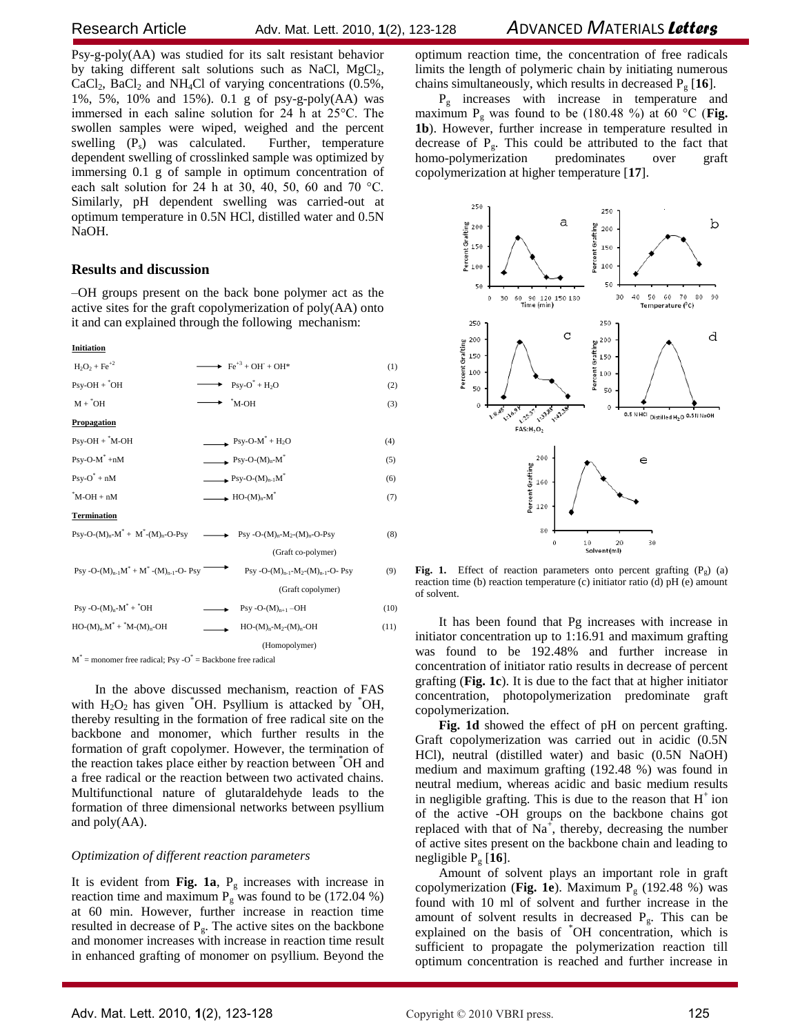Psy-g-poly(AA) was studied for its salt resistant behavior by taking different salt solutions such as NaCl, $MgCl_2$, $CaCl_2$, $BaCl_2$ and $NH_4Cl$ of varying concentrations (0.5%, 1%, 5%, 10% and 15%). 0.1 g of psy-g-poly(AA) was immersed in each saline solution for 24 h at 25°C. The swollen samples were wiped, weighed and the percent swelling ($P_s$) was calculated. Further, temperature dependent swelling of crosslinked sample was optimized by immersing 0.1 g of sample in optimum concentration of each salt solution for 24 h at 30, 40, 50, 60 and 70 °C. Similarly, pH dependent swelling was carried-out at optimum temperature in 0.5N HCl, distilled water and 0.5N NaOH.

## Results and discussion

–OH groups present on the back bone polymer act as the active sites for the graft copolymerization of poly(AA) onto it and can explained through the following mechanism:

**Initiation**

$$H_2O_2 + Fe^{+2} \longrightarrow Fe^{+3} + OH^- + OH^* \quad (1)$$

$$Psy\text{-}OH + {}^*OH \longrightarrow Psy\text{-}O^* + H_2O \quad (2)$$

$$M + {}^*OH \longrightarrow {}^*M\text{-}OH \quad (3)$$

**Propagation**

$$Psy\text{-}OH + {}^*M\text{-}OH \longrightarrow Psy\text{-}O\text{-}M^* + H_2O \quad (4)$$

$$Psy\text{-}O\text{-}M^* + nM \longrightarrow Psy\text{-}O\text{-}(M)_n\text{-}M^* \quad (5)$$

$$Psy\text{-}O^* + nM \longrightarrow Psy\text{-}O\text{-}(M)_{n\text{-}1}M^* \quad (6)$$

$${}^*M\text{-}OH + nM \longrightarrow HO\text{-}(M)_n\text{-}M^* \quad (7)$$

**Termination**

$$Psy\text{-}O\text{-}(M)_n\text{-}M^* + M^*\text{-}(M)_n\text{-}O\text{-}Psy \longrightarrow Psy\text{-}O\text{-}(M)_n\text{-}M_2\text{-}(M)_n\text{-}O\text{-}Psy \quad (8)$$

(Graft co-polymer)

$$Psy\text{-}O\text{-}(M)_{n\text{-}1}M^* + M^*\text{-}(M)_{n\text{-}1}\text{-}O\text{-}Psy \longrightarrow Psy\text{-}O\text{-}(M)_{n\text{-}1}\text{-}M_2\text{-}(M)_{n\text{-}1}\text{-}O\text{-}Psy \quad (9)$$

(Graft copolymer)

$$Psy\text{-}O\text{-}(M)_n\text{-}M^* + {}^*OH \longrightarrow Psy\text{-}O\text{-}(M)_{n+1}\text{-}OH \quad (10)$$

$$HO\text{-}(M)_n\text{-}M^* + {}^*M\text{-}(M)_n\text{-}OH \longrightarrow HO\text{-}(M)_n\text{-}M_2\text{-}(M)_n\text{-}OH \quad (11)$$

(Homopolymer)

$M^*$ = monomer free radical; Psy -$O^*$ = Backbone free radical

In the above discussed mechanism, reaction of FAS with $H_2O_2$ has given ${}^*OH$. Psyllium is attacked by ${}^*OH$, thereby resulting in the formation of free radical site on the backbone and monomer, which further results in the formation of graft copolymer. However, the termination of the reaction takes place either by reaction between ${}^*OH$ and a free radical or the reaction between two activated chains. Multifunctional nature of glutaraldehyde leads to the formation of three dimensional networks between psyllium and poly(AA).

### *Optimization of different reaction parameters*

It is evident from **Fig. 1a**, $P_g$ increases with increase in reaction time and maximum $P_g$ was found to be (172.04 %) at 60 min. However, further increase in reaction time resulted in decrease of $P_g$. The active sites on the backbone and monomer increases with increase in reaction time result in enhanced grafting of monomer on psyllium. Beyond the optimum reaction time, the concentration of free radicals limits the length of polymeric chain by initiating numerous chains simultaneously, which results in decreased $P_g$ [**16**].

$P_g$ increases with increase in temperature and maximum $P_g$ was found to be (180.48 %) at 60 °C (**Fig. 1b**). However, further increase in temperature resulted in decrease of $P_g$. This could be attributed to the fact that homo-polymerization predominates over graft copolymerization at higher temperature [**17**].

**Fig. 1.** Effect of reaction parameters onto percent grafting ($P_g$) (a) reaction time (b) reaction temperature (c) initiator ratio (d) pH (e) amount of solvent.

It has been found that Pg increases with increase in initiator concentration up to 1:16.91 and maximum grafting was found to be 192.48% and further increase in concentration of initiator ratio results in decrease of percent grafting (**Fig. 1c**). It is due to the fact that at higher initiator concentration, photopolymerization predominate graft copolymerization.

**Fig. 1d** showed the effect of pH on percent grafting. Graft copolymerization was carried out in acidic (0.5N HCl), neutral (distilled water) and basic (0.5N NaOH) medium and maximum grafting (192.48 %) was found in neutral medium, whereas acidic and basic medium results in negligible grafting. This is due to the reason that $H^+$ ion of the active -OH groups on the backbone chains got replaced with that of $Na^+$, thereby, decreasing the number of active sites present on the backbone chain and leading to negligible $P_g$ [**16**].

Amount of solvent plays an important role in graft copolymerization (**Fig. 1e**). Maximum $P_g$ (192.48 %) was found with 10 ml of solvent and further increase in the amount of solvent results in decreased $P_g$. This can be explained on the basis of ${}^*OH$ concentration, which is sufficient to propagate the polymerization reaction till optimum concentration is reached and further increase in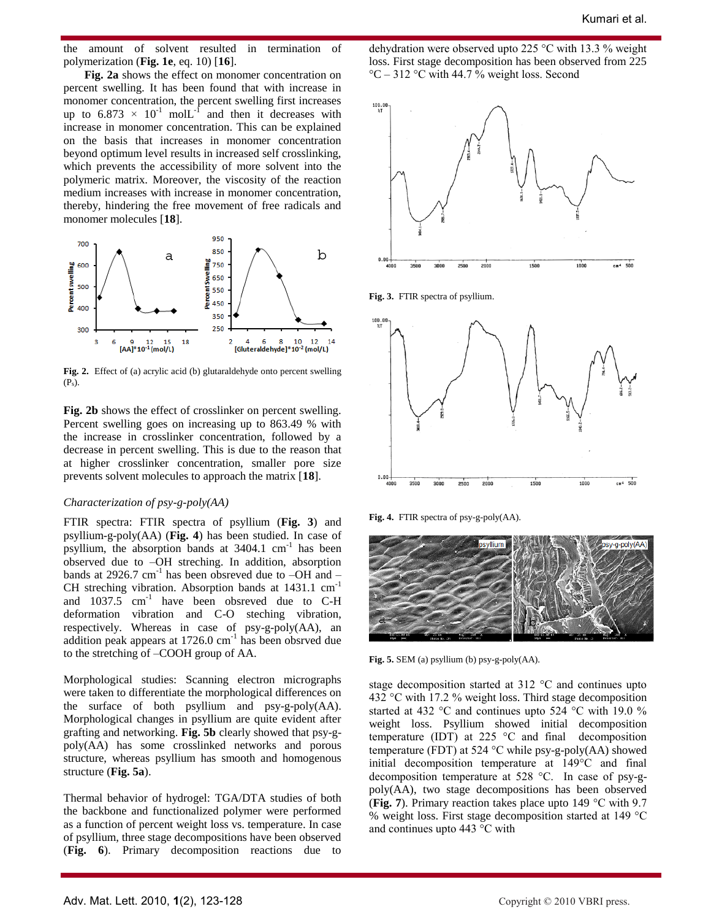the amount of solvent resulted in termination of polymerization (**Fig. 1e**, eq. 10) [**16**].

**Fig. 2a** shows the effect on monomer concentration on percent swelling. It has been found that with increase in monomer concentration, the percent swelling first increases up to $6.873 \times 10^{-1}$ $molL^{-1}$ and then it decreases with increase in monomer concentration. This can be explained on the basis that increases in monomer concentration beyond optimum level results in increased self crosslinking, which prevents the accessibility of more solvent into the polymeric matrix. Moreover, the viscosity of the reaction medium increases with increase in monomer concentration, thereby, hindering the free movement of free radicals and monomer molecules [**18**].

**Fig. 2.** Effect of (a) acrylic acid (b) glutaraldehyde onto percent swelling ($P_s$).

**Fig. 2b** shows the effect of crosslinker on percent swelling. Percent swelling goes on increasing up to 863.49 % with the increase in crosslinker concentration, followed by a decrease in percent swelling. This is due to the reason that at higher crosslinker concentration, smaller pore size prevents solvent molecules to approach the matrix [**18**].

*Characterization of psy-g-poly(AA)*

FTIR spectra: FTIR spectra of psyllium (**Fig. 3**) and psyllium-g-poly(AA) (**Fig. 4**) has been studied. In case of psyllium, the absorption bands at 3404.1 $cm^{-1}$ has been observed due to –OH streching. In addition, absorption bands at 2926.7 $cm^{-1}$ has been obsreved due to –OH and –CH streching vibration. Absorption bands at 1431.1 $cm^{-1}$ and 1037.5 $cm^{-1}$ have been obsreved due to C-H deformation vibration and C-O steching vibration, respectively. Whereas in case of psy-g-poly(AA), an addition peak appears at 1726.0 $cm^{-1}$ has been obsrved due to the stretching of –COOH group of AA.

Morphological studies: Scanning electron micrographs were taken to differentiate the morphological differences on the surface of both psyllium and psy-g-poly(AA). Morphological changes in psyllium are quite evident after grafting and networking. **Fig. 5b** clearly showed that psy-g-poly(AA) has some crosslinked networks and porous structure, whereas psyllium has smooth and homogenous structure (**Fig. 5a**).

Thermal behavior of hydrogel: TGA/DTA studies of both the backbone and functionalized polymer were performed as a function of percent weight loss vs. temperature. In case of psyllium, three stage decompositions have been observed (**Fig. 6**). Primary decomposition reactions due to dehydration were observed upto 225 °C with 13.3 % weight loss. First stage decomposition has been observed from 225 °C – 312 °C with 44.7 % weight loss. Second

**Fig. 3.** FTIR spectra of psyllium.

**Fig. 4.** FTIR spectra of psy-g-poly(AA).

**Fig. 5.** SEM (a) psyllium (b) psy-g-poly(AA).

stage decomposition started at 312 °C and continues upto 432 °C with 17.2 % weight loss. Third stage decomposition started at 432 °C and continues upto 524 °C with 19.0 % weight loss. Psyllium showed initial decomposition temperature (IDT) at 225 °C and final decomposition temperature (FDT) at 524 °C while psy-g-poly(AA) showed initial decomposition temperature at 149°C and final decomposition temperature at 528 °C. In case of psy-g-poly(AA), two stage decompositions has been observed (**Fig. 7**). Primary reaction takes place upto 149 °C with 9.7 % weight loss. First stage decomposition started at 149 °C and continues upto 443 °C with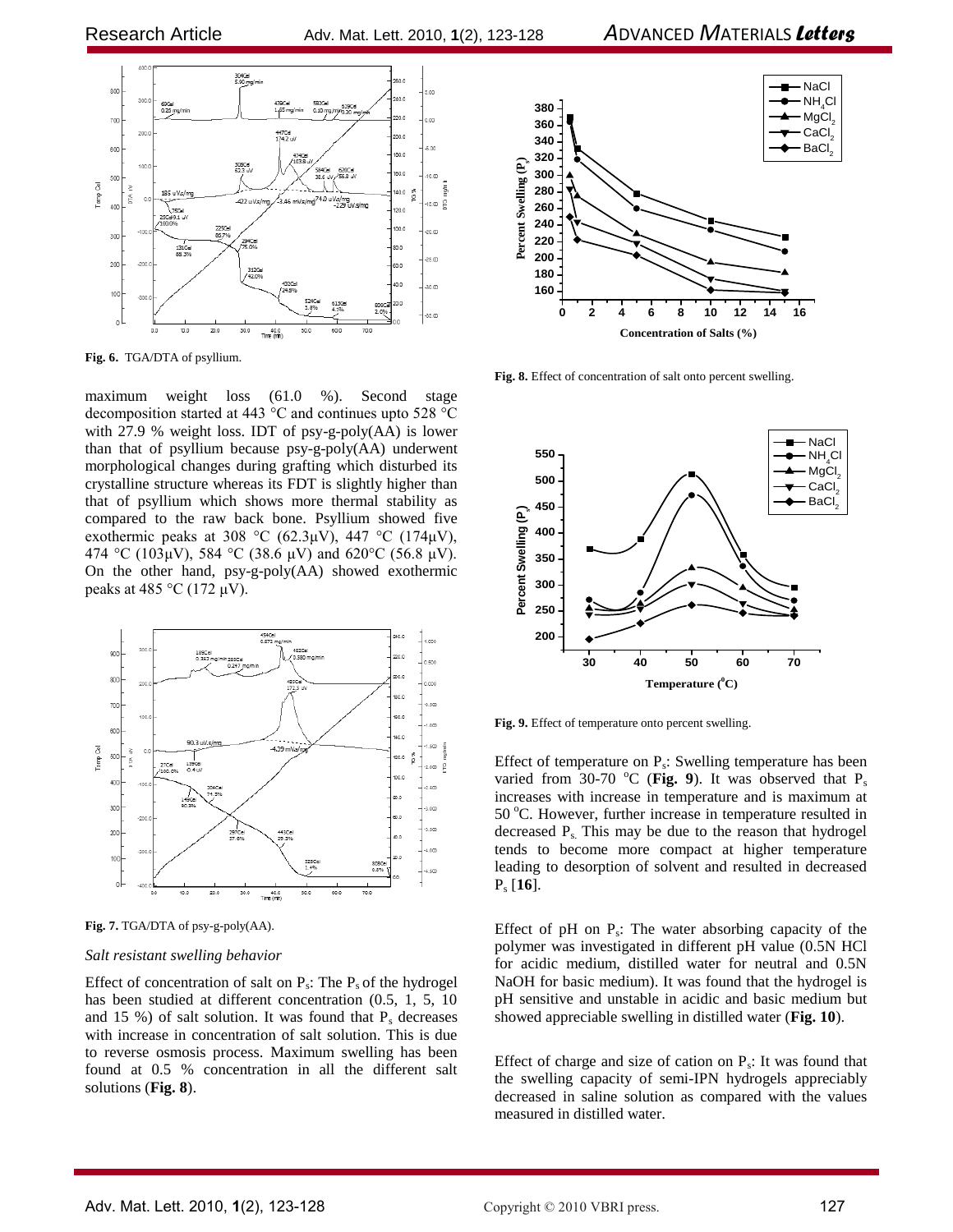Fig. 6. TGA/DTA of psyllium.

maximum weight loss (61.0 %). Second stage decomposition started at 443 °C and continues upto 528 °C with 27.9 % weight loss. IDT of psy-g-poly(AA) is lower than that of psyllium because psy-g-poly(AA) underwent morphological changes during grafting which disturbed its crystalline structure whereas its FDT is slightly higher than that of psyllium which shows more thermal stability as compared to the raw back bone. Psyllium showed five exothermic peaks at 308 °C (62.3μV), 447 °C (174μV), 474 °C (103μV), 584 °C (38.6 μV) and 620°C (56.8 μV). On the other hand, psy-g-poly(AA) showed exothermic peaks at 485 °C (172 μV).

Fig. 7. TGA/DTA of psy-g-poly(AA).

### *Salt resistant swelling behavior*

Effect of concentration of salt on $P_s$: The $P_s$ of the hydrogel has been studied at different concentration (0.5, 1, 5, 10 and 15 %) of salt solution. It was found that $P_s$ decreases with increase in concentration of salt solution. This is due to reverse osmosis process. Maximum swelling has been found at 0.5 % concentration in all the different salt solutions (**Fig. 8**).

**Fig. 8.** Effect of concentration of salt onto percent swelling.

**Fig. 9.** Effect of temperature onto percent swelling.

Effect of temperature on $P_s$: Swelling temperature has been varied from 30-70 °C (**Fig. 9**). It was observed that $P_s$ increases with increase in temperature and is maximum at 50 °C. However, further increase in temperature resulted in decreased $P_s$. This may be due to the reason that hydrogel tends to become more compact at higher temperature leading to desorption of solvent and resulted in decreased $P_s$ [**16**].

Effect of pH on $P_s$: The water absorbing capacity of the polymer was investigated in different pH value (0.5N HCl for acidic medium, distilled water for neutral and 0.5N NaOH for basic medium). It was found that the hydrogel is pH sensitive and unstable in acidic and basic medium but showed appreciable swelling in distilled water (**Fig. 10**).

Effect of charge and size of cation on $P_s$: It was found that the swelling capacity of semi-IPN hydrogels appreciably decreased in saline solution as compared with the values measured in distilled water.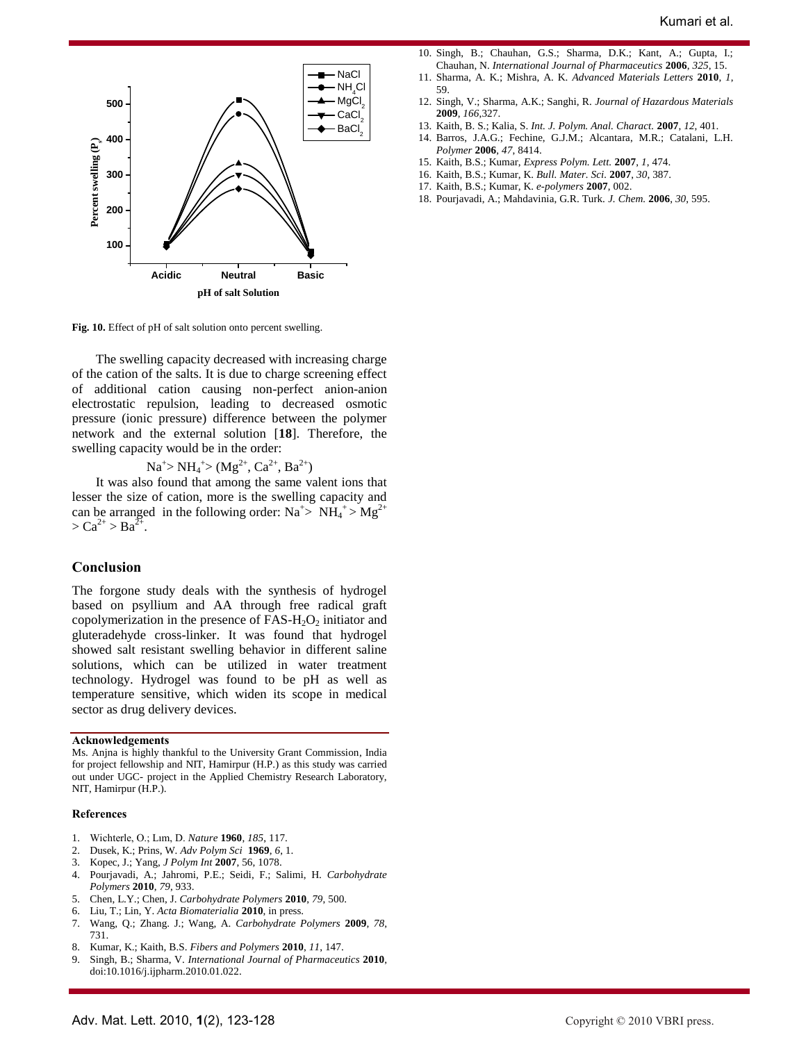500
400
300
200
100

Percent swelling ($P_s$)

Acidic
Neutral
Basic

pH of salt Solution

NaCl
$NH_4Cl$
$MgCl_2$
$CaCl_2$
$BaCl_2$

**Fig. 10.** Effect of pH of salt solution onto percent swelling.

The swelling capacity decreased with increasing charge of the cation of the salts. It is due to charge screening effect of additional cation causing non-perfect anion-anion electrostatic repulsion, leading to decreased osmotic pressure (ionic pressure) difference between the polymer network and the external solution [**18**]. Therefore, the swelling capacity would be in the order:

$$Na^{+} > NH_4^{+} > (Mg^{2+}, Ca^{2+}, Ba^{2+})$$

It was also found that among the same valent ions that lesser the size of cation, more is the swelling capacity and can be arranged in the following order: $Na^{+} > NH_4^{+} > Mg^{2+} > Ca^{2+} > Ba^{2+}$.

## Conclusion

The forgone study deals with the synthesis of hydrogel based on psyllium and AA through free radical graft copolymerization in the presence of FAS-$H_2O_2$ initiator and gluteradehyde cross-linker. It was found that hydrogel showed salt resistant swelling behavior in different saline solutions, which can be utilized in water treatment technology. Hydrogel was found to be pH as well as temperature sensitive, which widen its scope in medical sector as drug delivery devices.

### Acknowledgements

Ms. Anjna is highly thankful to the University Grant Commission, India for project fellowship and NIT, Hamirpur (H.P.) as this study was carried out under UGC- project in the Applied Chemistry Research Laboratory, NIT, Hamirpur (H.P.).

### References

1. Wichterle, O.; Lım, D. *Nature* **1960**, *185*, 117.
2. Dusek, K.; Prins, W. *Adv Polym Sci* **1969**, *6*, 1.
3. Kopec, J.; Yang, *J Polym Int* **2007**, 56, 1078.
4. Pourjavadi, A.; Jahromi, P.E.; Seidi, F.; Salimi, H. *Carbohydrate Polymers* **2010**, *79*, 933.
5. Chen, L.Y.; Chen, J. *Carbohydrate Polymers* **2010**, *79*, 500.
6. Liu, T.; Lin, Y. *Acta Biomaterialia* **2010**, in press.
7. Wang, Q.; Zhang. J.; Wang, A. *Carbohydrate Polymers* **2009**, *78*, 731.
8. Kumar, K.; Kaith, B.S. *Fibers and Polymers* **2010**, *11*, 147.
9. Singh, B.; Sharma, V. *International Journal of Pharmaceutics* **2010**, doi:10.1016/j.ijpharm.2010.01.022.
10. Singh, B.; Chauhan, G.S.; Sharma, D.K.; Kant, A.; Gupta, I.; Chauhan, N. *International Journal of Pharmaceutics* **2006**, *325*, 15.
11. Sharma, A. K.; Mishra, A. K. *Advanced Materials Letters* **2010**, *1*, 59.
12. Singh, V.; Sharma, A.K.; Sanghi, R. *Journal of Hazardous Materials* **2009**, *166*,327.
13. Kaith, B. S.; Kalia, S. *Int. J. Polym. Anal. Charact.* **2007**, *12*, 401.
14. Barros, J.A.G.; Fechine, G.J.M.; Alcantara, M.R.; Catalani, L.H. *Polymer* **2006**, *47*, 8414.
15. Kaith, B.S.; Kumar, *Express Polym. Lett.* **2007**, *1*, 474.
16. Kaith, B.S.; Kumar, K. *Bull. Mater. Sci.* **2007**, *30*, 387.
17. Kaith, B.S.; Kumar, K. *e-polymers* **2007**, 002.
18. Pourjavadi, A.; Mahdavinia, G.R. Turk. *J. Chem.* **2006**, *30*, 595.